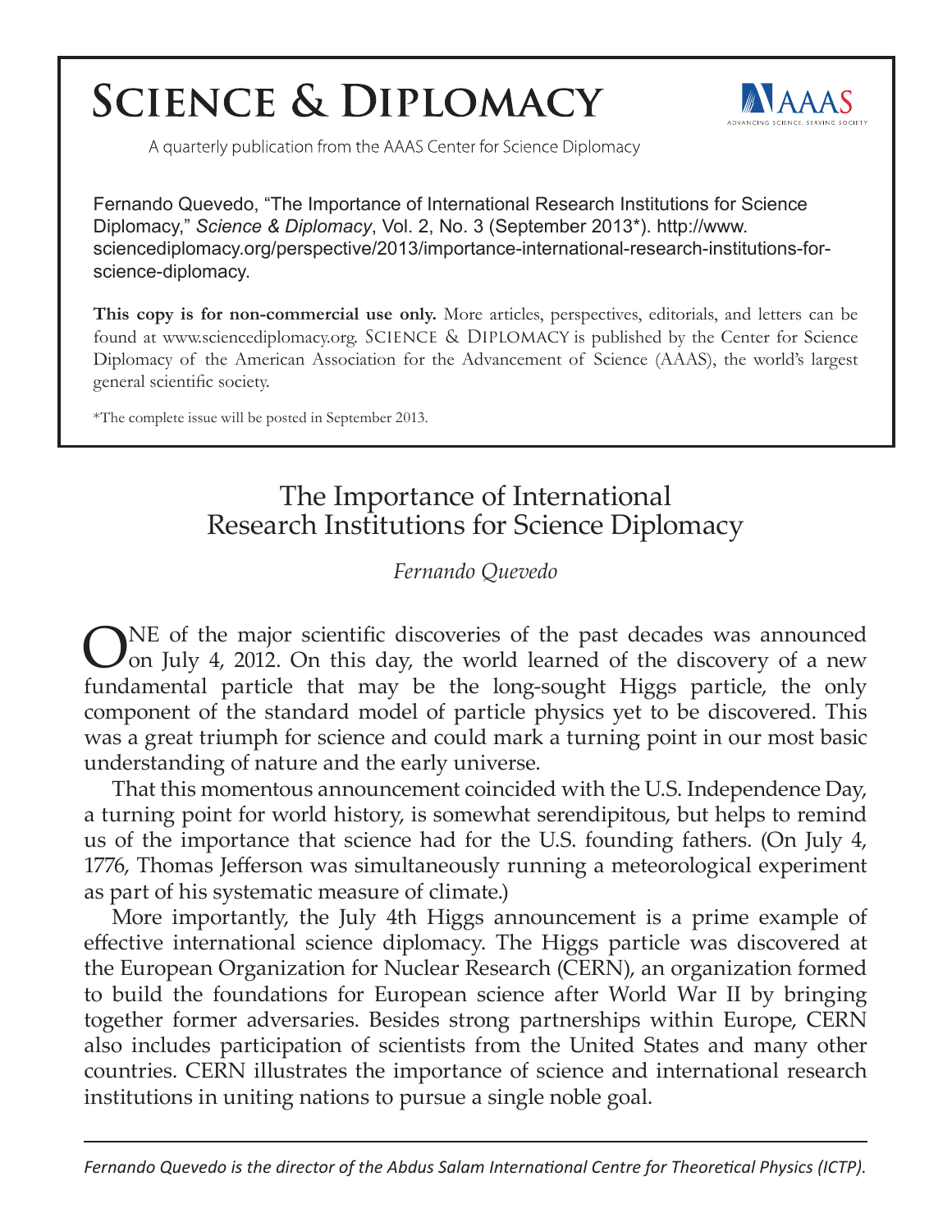# Science & Diplomacy

A quarterly publication from the AAAS Center for Science Diplomacy

AAAS — ADVANCING SCIENCE, SERVING SOCIETY

Fernando Quevedo, "The Importance of International Research Institutions for Science Diplomacy," *Science & Diplomacy*, Vol. 2, No. 3 (September 2013*). http://www.sciencediplomacy.org/perspective/2013/importance-international-research-institutions-for-science-diplomacy.

**This copy is for non-commercial use only.** More articles, perspectives, editorials, and letters can be found at www.sciencediplomacy.org. SCIENCE & DIPLOMACY is published by the Center for Science Diplomacy of the American Association for the Advancement of Science (AAAS), the world's largest general scientific society.

*The complete issue will be posted in September 2013.

## The Importance of International Research Institutions for Science Diplomacy

*Fernando Quevedo*

ONE of the major scientific discoveries of the past decades was announced on July 4, 2012. On this day, the world learned of the discovery of a new fundamental particle that may be the long-sought Higgs particle, the only component of the standard model of particle physics yet to be discovered. This was a great triumph for science and could mark a turning point in our most basic understanding of nature and the early universe.

That this momentous announcement coincided with the U.S. Independence Day, a turning point for world history, is somewhat serendipitous, but helps to remind us of the importance that science had for the U.S. founding fathers. (On July 4, 1776, Thomas Jefferson was simultaneously running a meteorological experiment as part of his systematic measure of climate.)

More importantly, the July 4th Higgs announcement is a prime example of effective international science diplomacy. The Higgs particle was discovered at the European Organization for Nuclear Research (CERN), an organization formed to build the foundations for European science after World War II by bringing together former adversaries. Besides strong partnerships within Europe, CERN also includes participation of scientists from the United States and many other countries. CERN illustrates the importance of science and international research institutions in uniting nations to pursue a single noble goal.

---

*Fernando Quevedo is the director of the Abdus Salam International Centre for Theoretical Physics (ICTP).*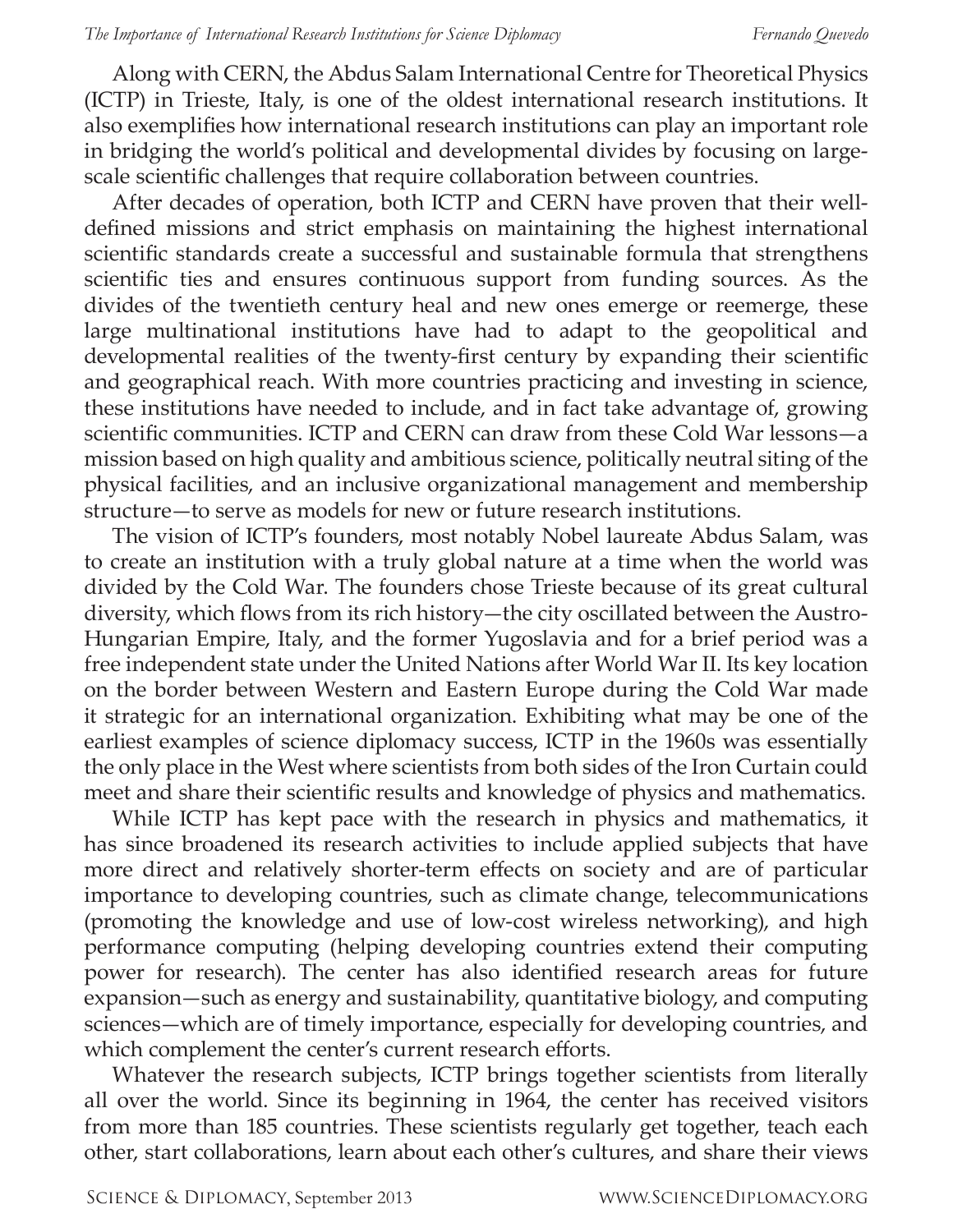Along with CERN, the Abdus Salam International Centre for Theoretical Physics (ICTP) in Trieste, Italy, is one of the oldest international research institutions. It also exemplifies how international research institutions can play an important role in bridging the world's political and developmental divides by focusing on large-scale scientific challenges that require collaboration between countries.

After decades of operation, both ICTP and CERN have proven that their well-defined missions and strict emphasis on maintaining the highest international scientific standards create a successful and sustainable formula that strengthens scientific ties and ensures continuous support from funding sources. As the divides of the twentieth century heal and new ones emerge or reemerge, these large multinational institutions have had to adapt to the geopolitical and developmental realities of the twenty-first century by expanding their scientific and geographical reach. With more countries practicing and investing in science, these institutions have needed to include, and in fact take advantage of, growing scientific communities. ICTP and CERN can draw from these Cold War lessons—a mission based on high quality and ambitious science, politically neutral siting of the physical facilities, and an inclusive organizational management and membership structure—to serve as models for new or future research institutions.

The vision of ICTP's founders, most notably Nobel laureate Abdus Salam, was to create an institution with a truly global nature at a time when the world was divided by the Cold War. The founders chose Trieste because of its great cultural diversity, which flows from its rich history—the city oscillated between the Austro-Hungarian Empire, Italy, and the former Yugoslavia and for a brief period was a free independent state under the United Nations after World War II. Its key location on the border between Western and Eastern Europe during the Cold War made it strategic for an international organization. Exhibiting what may be one of the earliest examples of science diplomacy success, ICTP in the 1960s was essentially the only place in the West where scientists from both sides of the Iron Curtain could meet and share their scientific results and knowledge of physics and mathematics.

While ICTP has kept pace with the research in physics and mathematics, it has since broadened its research activities to include applied subjects that have more direct and relatively shorter-term effects on society and are of particular importance to developing countries, such as climate change, telecommunications (promoting the knowledge and use of low-cost wireless networking), and high performance computing (helping developing countries extend their computing power for research). The center has also identified research areas for future expansion—such as energy and sustainability, quantitative biology, and computing sciences—which are of timely importance, especially for developing countries, and which complement the center's current research efforts.

Whatever the research subjects, ICTP brings together scientists from literally all over the world. Since its beginning in 1964, the center has received visitors from more than 185 countries. These scientists regularly get together, teach each other, start collaborations, learn about each other's cultures, and share their views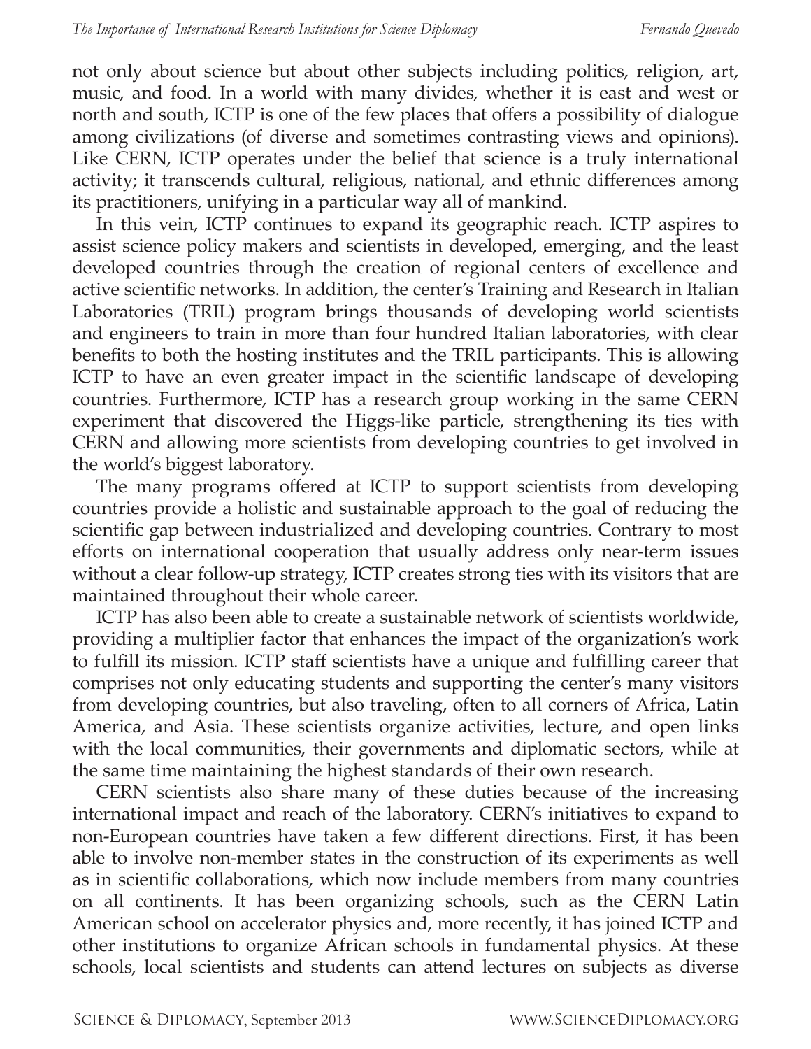not only about science but about other subjects including politics, religion, art, music, and food. In a world with many divides, whether it is east and west or north and south, ICTP is one of the few places that offers a possibility of dialogue among civilizations (of diverse and sometimes contrasting views and opinions). Like CERN, ICTP operates under the belief that science is a truly international activity; it transcends cultural, religious, national, and ethnic differences among its practitioners, unifying in a particular way all of mankind.

In this vein, ICTP continues to expand its geographic reach. ICTP aspires to assist science policy makers and scientists in developed, emerging, and the least developed countries through the creation of regional centers of excellence and active scientific networks. In addition, the center's Training and Research in Italian Laboratories (TRIL) program brings thousands of developing world scientists and engineers to train in more than four hundred Italian laboratories, with clear benefits to both the hosting institutes and the TRIL participants. This is allowing ICTP to have an even greater impact in the scientific landscape of developing countries. Furthermore, ICTP has a research group working in the same CERN experiment that discovered the Higgs-like particle, strengthening its ties with CERN and allowing more scientists from developing countries to get involved in the world's biggest laboratory.

The many programs offered at ICTP to support scientists from developing countries provide a holistic and sustainable approach to the goal of reducing the scientific gap between industrialized and developing countries. Contrary to most efforts on international cooperation that usually address only near-term issues without a clear follow-up strategy, ICTP creates strong ties with its visitors that are maintained throughout their whole career.

ICTP has also been able to create a sustainable network of scientists worldwide, providing a multiplier factor that enhances the impact of the organization's work to fulfill its mission. ICTP staff scientists have a unique and fulfilling career that comprises not only educating students and supporting the center's many visitors from developing countries, but also traveling, often to all corners of Africa, Latin America, and Asia. These scientists organize activities, lecture, and open links with the local communities, their governments and diplomatic sectors, while at the same time maintaining the highest standards of their own research.

CERN scientists also share many of these duties because of the increasing international impact and reach of the laboratory. CERN's initiatives to expand to non-European countries have taken a few different directions. First, it has been able to involve non-member states in the construction of its experiments as well as in scientific collaborations, which now include members from many countries on all continents. It has been organizing schools, such as the CERN Latin American school on accelerator physics and, more recently, it has joined ICTP and other institutions to organize African schools in fundamental physics. At these schools, local scientists and students can attend lectures on subjects as diverse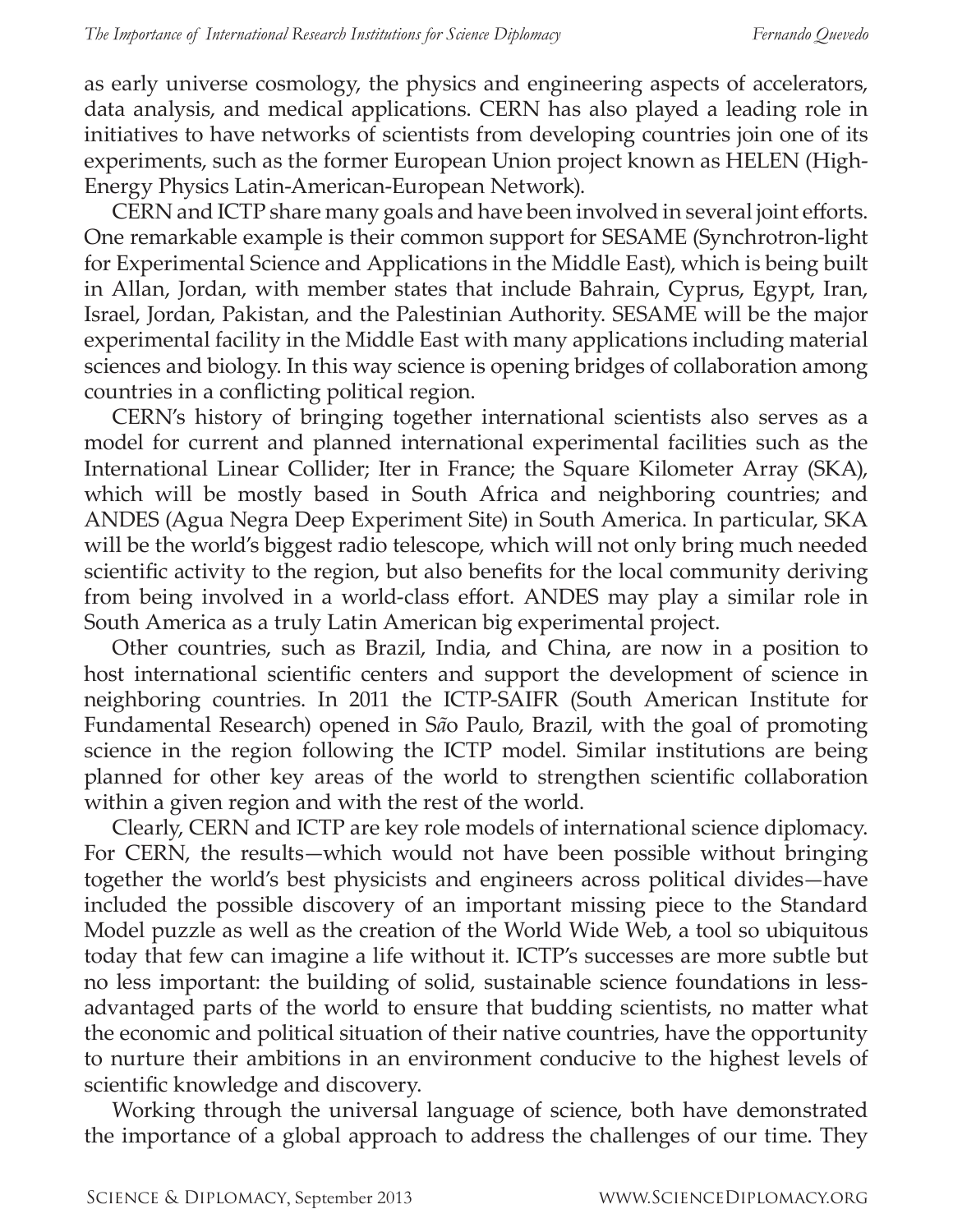as early universe cosmology, the physics and engineering aspects of accelerators, data analysis, and medical applications. CERN has also played a leading role in initiatives to have networks of scientists from developing countries join one of its experiments, such as the former European Union project known as HELEN (High-Energy Physics Latin-American-European Network).

CERN and ICTP share many goals and have been involved in several joint efforts. One remarkable example is their common support for SESAME (Synchrotron-light for Experimental Science and Applications in the Middle East), which is being built in Allan, Jordan, with member states that include Bahrain, Cyprus, Egypt, Iran, Israel, Jordan, Pakistan, and the Palestinian Authority. SESAME will be the major experimental facility in the Middle East with many applications including material sciences and biology. In this way science is opening bridges of collaboration among countries in a conflicting political region.

CERN's history of bringing together international scientists also serves as a model for current and planned international experimental facilities such as the International Linear Collider; Iter in France; the Square Kilometer Array (SKA), which will be mostly based in South Africa and neighboring countries; and ANDES (Agua Negra Deep Experiment Site) in South America. In particular, SKA will be the world's biggest radio telescope, which will not only bring much needed scientific activity to the region, but also benefits for the local community deriving from being involved in a world-class effort. ANDES may play a similar role in South America as a truly Latin American big experimental project.

Other countries, such as Brazil, India, and China, are now in a position to host international scientific centers and support the development of science in neighboring countries. In 2011 the ICTP-SAIFR (South American Institute for Fundamental Research) opened in São Paulo, Brazil, with the goal of promoting science in the region following the ICTP model. Similar institutions are being planned for other key areas of the world to strengthen scientific collaboration within a given region and with the rest of the world.

Clearly, CERN and ICTP are key role models of international science diplomacy. For CERN, the results—which would not have been possible without bringing together the world's best physicists and engineers across political divides—have included the possible discovery of an important missing piece to the Standard Model puzzle as well as the creation of the World Wide Web, a tool so ubiquitous today that few can imagine a life without it. ICTP's successes are more subtle but no less important: the building of solid, sustainable science foundations in less-advantaged parts of the world to ensure that budding scientists, no matter what the economic and political situation of their native countries, have the opportunity to nurture their ambitions in an environment conducive to the highest levels of scientific knowledge and discovery.

Working through the universal language of science, both have demonstrated the importance of a global approach to address the challenges of our time. They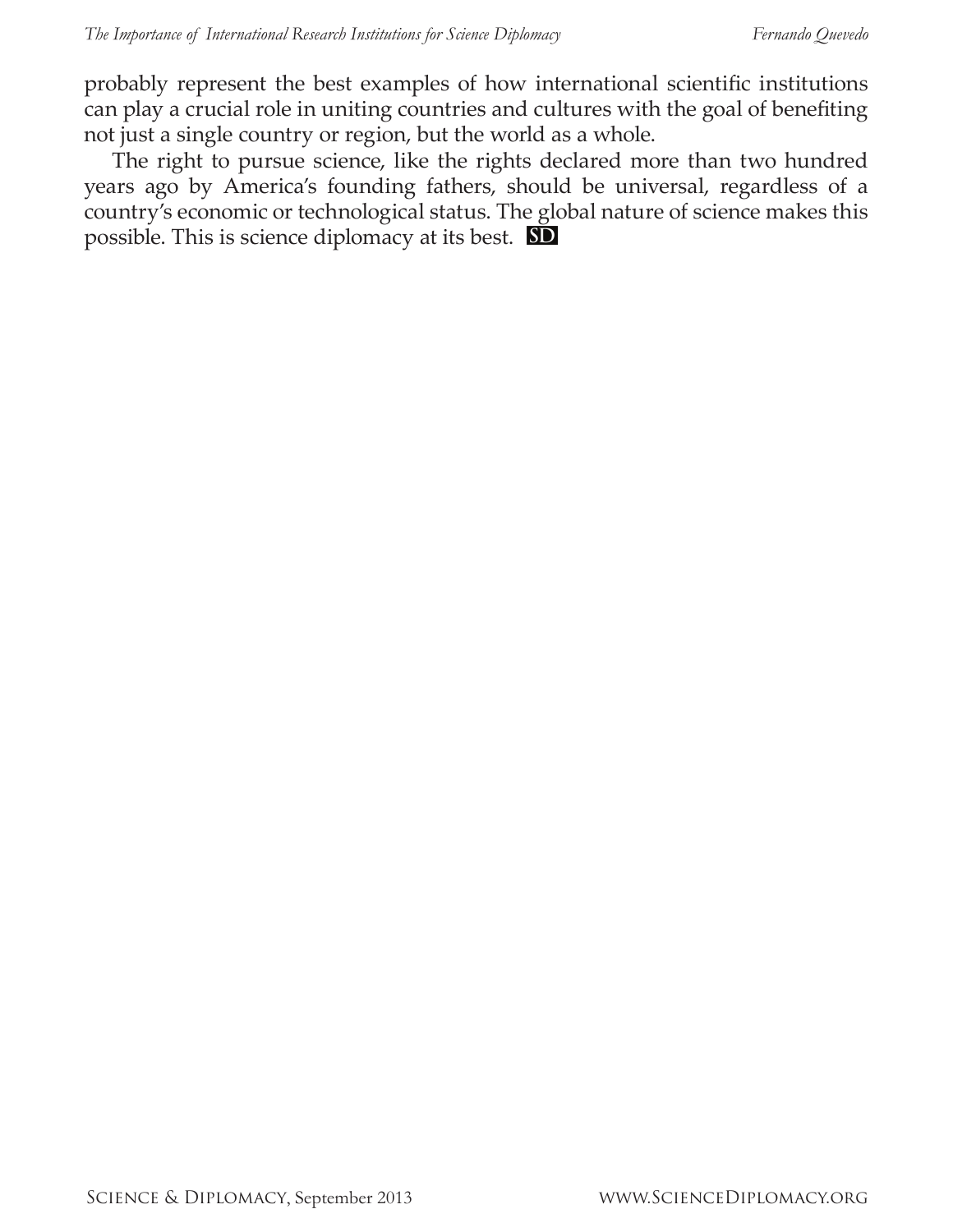probably represent the best examples of how international scientific institutions can play a crucial role in uniting countries and cultures with the goal of benefiting not just a single country or region, but the world as a whole.

The right to pursue science, like the rights declared more than two hundred years ago by America's founding fathers, should be universal, regardless of a country's economic or technological status. The global nature of science makes this possible. This is science diplomacy at its best. SD